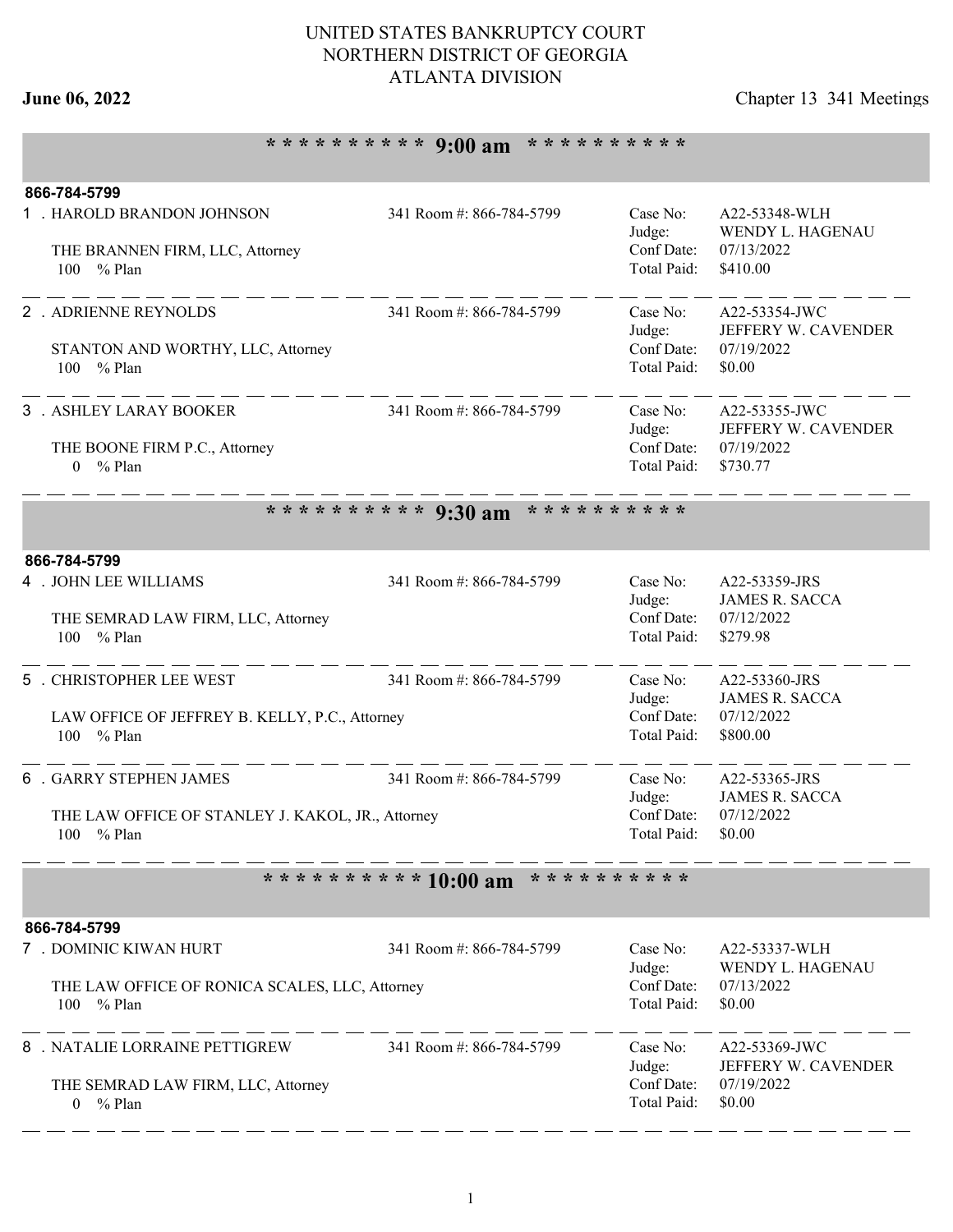# UNITED STATES BANKRUPTCY COURT
## NORTHERN DISTRICT OF GEORGIA
## ATLANTA DIVISION

**June 06, 2022** — Chapter 13 341 Meetings

## * * * * * * * * * * 9:00 am * * * * * * * * * *

**866-784-5799**

1 . HAROLD BRANDON JOHNSON — 341 Room #: 866-784-5799

THE BRANNEN FIRM, LLC, Attorney
100 % Plan

Case No: A22-53348-WLH
Judge: WENDY L. HAGENAU
Conf Date: 07/13/2022
Total Paid: $410.00

---

2 . ADRIENNE REYNOLDS — 341 Room #: 866-784-5799

STANTON AND WORTHY, LLC, Attorney
100 % Plan

Case No: A22-53354-JWC
Judge: JEFFERY W. CAVENDER
Conf Date: 07/19/2022
Total Paid: $0.00

---

3 . ASHLEY LARAY BOOKER — 341 Room #: 866-784-5799

THE BOONE FIRM P.C., Attorney
0 % Plan

Case No: A22-53355-JWC
Judge: JEFFERY W. CAVENDER
Conf Date: 07/19/2022
Total Paid: $730.77

## * * * * * * * * * * 9:30 am * * * * * * * * * *

**866-784-5799**

4 . JOHN LEE WILLIAMS — 341 Room #: 866-784-5799

THE SEMRAD LAW FIRM, LLC, Attorney
100 % Plan

Case No: A22-53359-JRS
Judge: JAMES R. SACCA
Conf Date: 07/12/2022
Total Paid: $279.98

---

5 . CHRISTOPHER LEE WEST — 341 Room #: 866-784-5799

LAW OFFICE OF JEFFREY B. KELLY, P.C., Attorney
100 % Plan

Case No: A22-53360-JRS
Judge: JAMES R. SACCA
Conf Date: 07/12/2022
Total Paid: $800.00

---

6 . GARRY STEPHEN JAMES — 341 Room #: 866-784-5799

THE LAW OFFICE OF STANLEY J. KAKOL, JR., Attorney
100 % Plan

Case No: A22-53365-JRS
Judge: JAMES R. SACCA
Conf Date: 07/12/2022
Total Paid: $0.00

## * * * * * * * * * * 10:00 am * * * * * * * * * *

**866-784-5799**

7 . DOMINIC KIWAN HURT — 341 Room #: 866-784-5799

THE LAW OFFICE OF RONICA SCALES, LLC, Attorney
100 % Plan

Case No: A22-53337-WLH
Judge: WENDY L. HAGENAU
Conf Date: 07/13/2022
Total Paid: $0.00

---

8 . NATALIE LORRAINE PETTIGREW — 341 Room #: 866-784-5799

THE SEMRAD LAW FIRM, LLC, Attorney
0 % Plan

Case No: A22-53369-JWC
Judge: JEFFERY W. CAVENDER
Conf Date: 07/19/2022
Total Paid: $0.00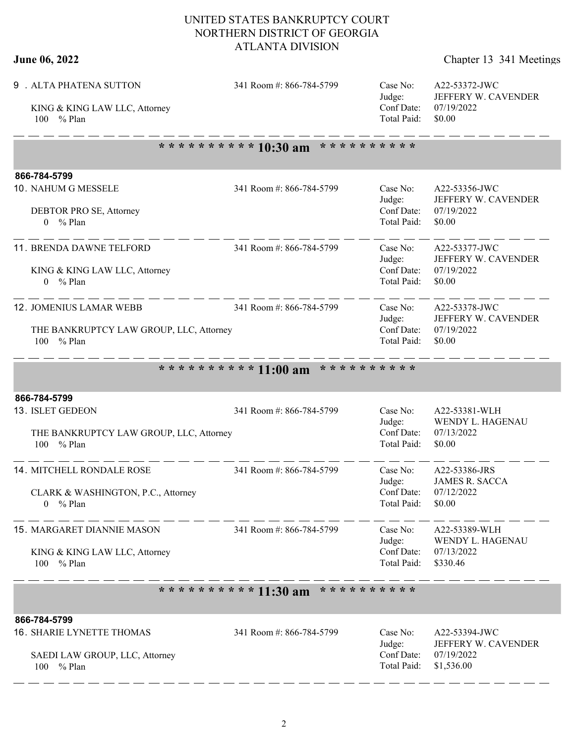# UNITED STATES BANKRUPTCY COURT
# NORTHERN DISTRICT OF GEORGIA
# ATLANTA DIVISION

**June 06, 2022** — Chapter 13 341 Meetings

9 . ALTA PHATENA SUTTON — 341 Room #: 866-784-5799

KING & KING LAW LLC, Attorney
100 % Plan

Case No: A22-53372-JWC
Judge: JEFFERY W. CAVENDER
Conf Date: 07/19/2022
Total Paid: $0.00

---

## * * * * * * * * * * 10:30 am * * * * * * * * * *

**866-784-5799**

10. NAHUM G MESSELE — 341 Room #: 866-784-5799

DEBTOR PRO SE, Attorney
0 % Plan

Case No: A22-53356-JWC
Judge: JEFFERY W. CAVENDER
Conf Date: 07/19/2022
Total Paid: $0.00

---

11. BRENDA DAWNE TELFORD — 341 Room #: 866-784-5799

KING & KING LAW LLC, Attorney
0 % Plan

Case No: A22-53377-JWC
Judge: JEFFERY W. CAVENDER
Conf Date: 07/19/2022
Total Paid: $0.00

---

12. JOMENIUS LAMAR WEBB — 341 Room #: 866-784-5799

THE BANKRUPTCY LAW GROUP, LLC, Attorney
100 % Plan

Case No: A22-53378-JWC
Judge: JEFFERY W. CAVENDER
Conf Date: 07/19/2022
Total Paid: $0.00

---

## * * * * * * * * * * 11:00 am * * * * * * * * * *

**866-784-5799**

13. ISLET GEDEON — 341 Room #: 866-784-5799

THE BANKRUPTCY LAW GROUP, LLC, Attorney
100 % Plan

Case No: A22-53381-WLH
Judge: WENDY L. HAGENAU
Conf Date: 07/13/2022
Total Paid: $0.00

---

14. MITCHELL RONDALE ROSE — 341 Room #: 866-784-5799

CLARK & WASHINGTON, P.C., Attorney
0 % Plan

Case No: A22-53386-JRS
Judge: JAMES R. SACCA
Conf Date: 07/12/2022
Total Paid: $0.00

---

15. MARGARET DIANNIE MASON — 341 Room #: 866-784-5799

KING & KING LAW LLC, Attorney
100 % Plan

Case No: A22-53389-WLH
Judge: WENDY L. HAGENAU
Conf Date: 07/13/2022
Total Paid: $330.46

---

## * * * * * * * * * * 11:30 am * * * * * * * * * *

**866-784-5799**

16. SHARIE LYNETTE THOMAS — 341 Room #: 866-784-5799

SAEDI LAW GROUP, LLC, Attorney
100 % Plan

Case No: A22-53394-JWC
Judge: JEFFERY W. CAVENDER
Conf Date: 07/19/2022
Total Paid: $1,536.00

---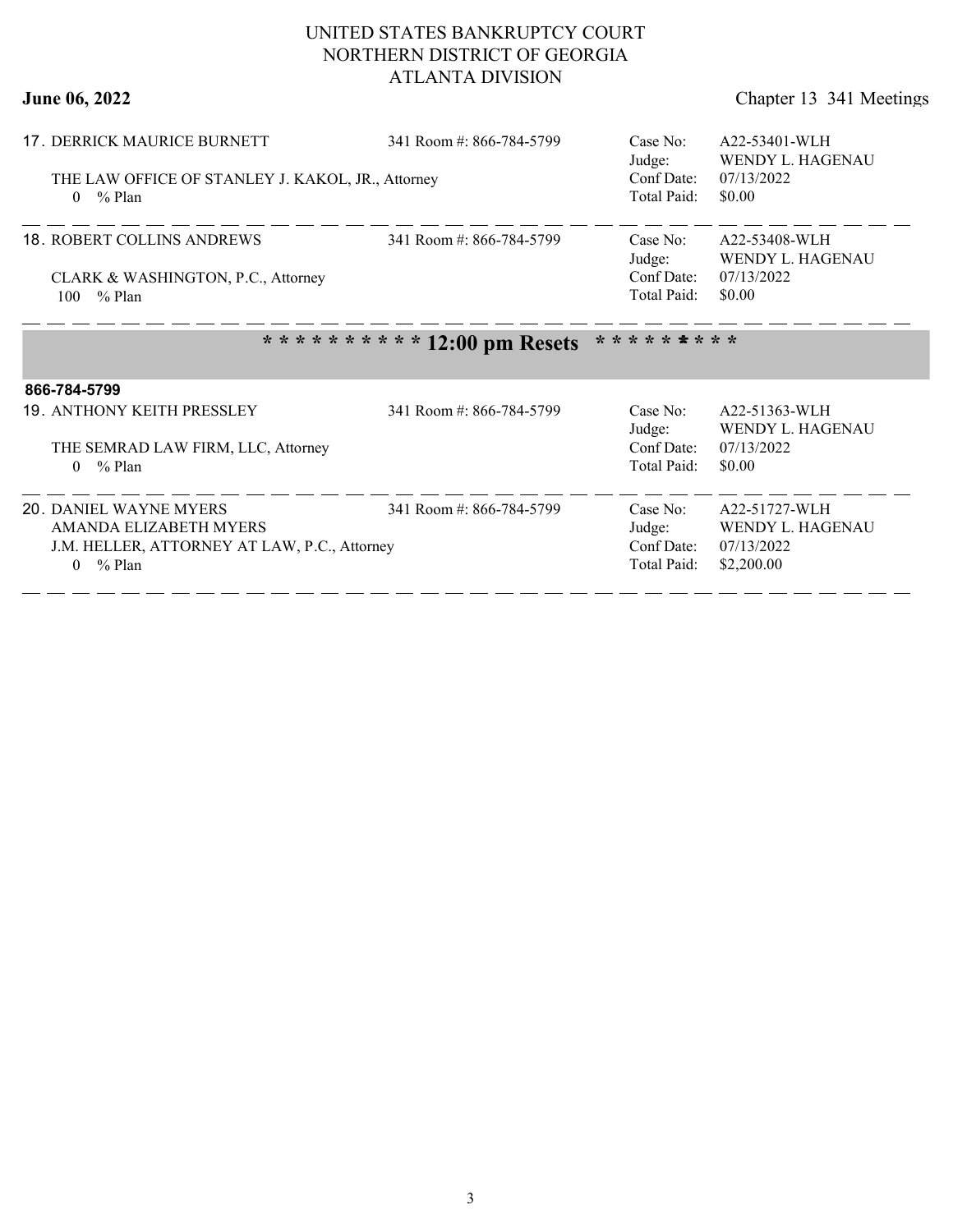UNITED STATES BANKRUPTCY COURT
NORTHERN DISTRICT OF GEORGIA
ATLANTA DIVISION

**June 06, 2022** Chapter 13 341 Meetings

17. DERRICK MAURICE BURNETT — 341 Room #: 866-784-5799
THE LAW OFFICE OF STANLEY J. KAKOL, JR., Attorney
0 % Plan

Case No: A22-53401-WLH
Judge: WENDY L. HAGENAU
Conf Date: 07/13/2022
Total Paid: $0.00

---

18. ROBERT COLLINS ANDREWS — 341 Room #: 866-784-5799
CLARK & WASHINGTON, P.C., Attorney
100 % Plan

Case No: A22-53408-WLH
Judge: WENDY L. HAGENAU
Conf Date: 07/13/2022
Total Paid: $0.00

---

## * * * * * * * * * * 12:00 pm Resets * * * * * * * * * *

**866-784-5799**

19. ANTHONY KEITH PRESSLEY — 341 Room #: 866-784-5799
THE SEMRAD LAW FIRM, LLC, Attorney
0 % Plan

Case No: A22-51363-WLH
Judge: WENDY L. HAGENAU
Conf Date: 07/13/2022
Total Paid: $0.00

---

20. DANIEL WAYNE MYERS — 341 Room #: 866-784-5799
AMANDA ELIZABETH MYERS
J.M. HELLER, ATTORNEY AT LAW, P.C., Attorney
0 % Plan

Case No: A22-51727-WLH
Judge: WENDY L. HAGENAU
Conf Date: 07/13/2022
Total Paid: $2,200.00

---